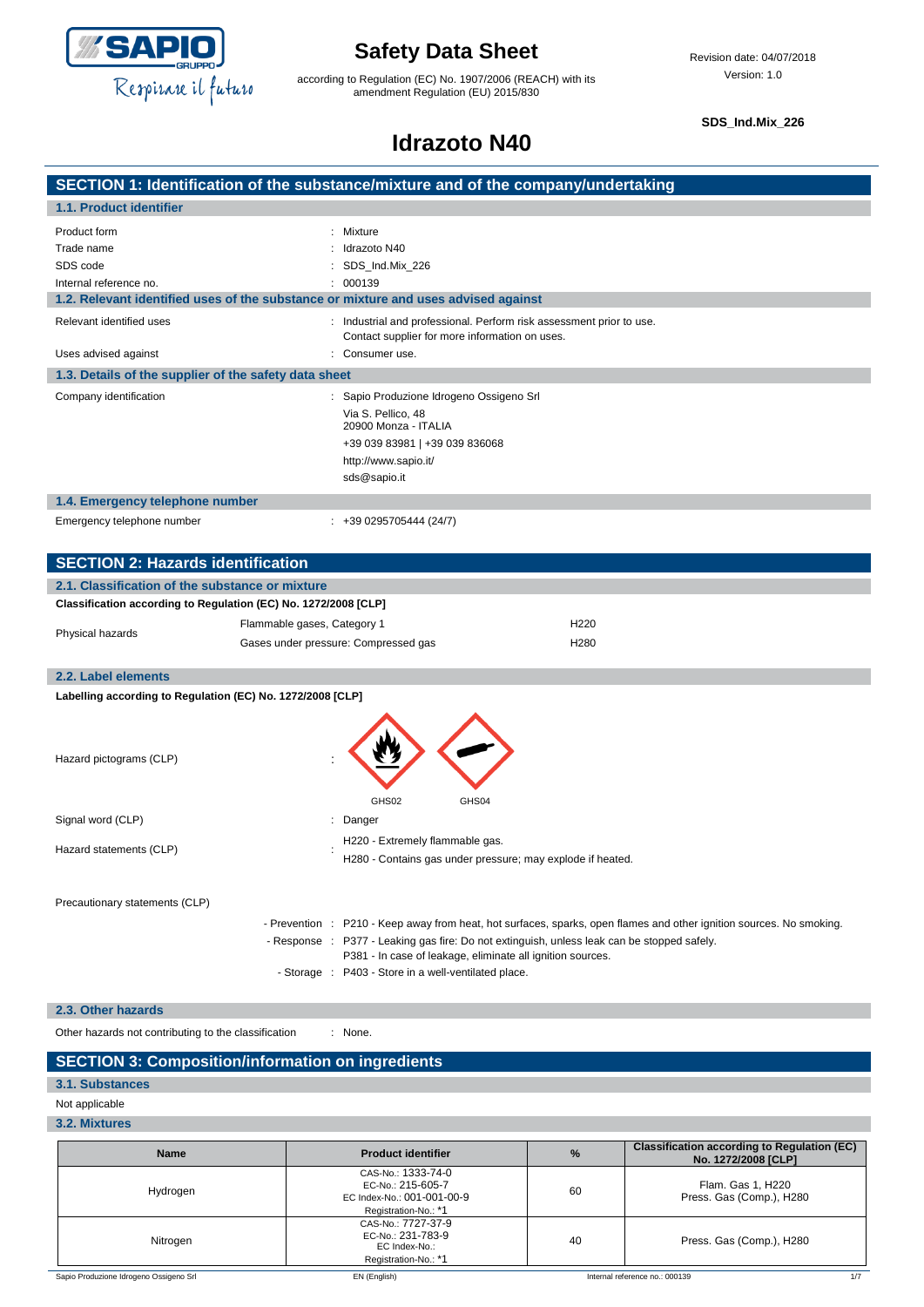# Safety Data Sheet

according to Regulation (EC) No. 1907/2006 (REACH) with its amendment Regulation (EU) 2015/830

Revision date: 04/07/2018
Version: 1.0

**SDS_Ind.Mix_226**

# Idrazoto N40

## SECTION 1: Identification of the substance/mixture and of the company/undertaking

### 1.1. Product identifier

Product form : Mixture
Trade name : Idrazoto N40
SDS code : SDS_Ind.Mix_226
Internal reference no. : 000139

### 1.2. Relevant identified uses of the substance or mixture and uses advised against

Relevant identified uses : Industrial and professional. Perform risk assessment prior to use. Contact supplier for more information on uses.
Uses advised against : Consumer use.

### 1.3. Details of the supplier of the safety data sheet

Company identification : Sapio Produzione Idrogeno Ossigeno Srl
Via S. Pellico, 48
20900 Monza - ITALIA
+39 039 83981 | +39 039 836068
http://www.sapio.it/
sds@sapio.it

### 1.4. Emergency telephone number

Emergency telephone number : +39 0295705444 (24/7)

## SECTION 2: Hazards identification

### 2.1. Classification of the substance or mixture

**Classification according to Regulation (EC) No. 1272/2008 [CLP]**

| | | |
|---|---|---|
| Physical hazards | Flammable gases, Category 1 | H220 |
| | Gases under pressure: Compressed gas | H280 |

### 2.2. Label elements

**Labelling according to Regulation (EC) No. 1272/2008 [CLP]**

Hazard pictograms (CLP) : GHS02 GHS04

Signal word (CLP) : Danger

Hazard statements (CLP) : H220 - Extremely flammable gas.
H280 - Contains gas under pressure; may explode if heated.

Precautionary statements (CLP)

- Prevention : P210 - Keep away from heat, hot surfaces, sparks, open flames and other ignition sources. No smoking.
- Response : P377 - Leaking gas fire: Do not extinguish, unless leak can be stopped safely.
P381 - In case of leakage, eliminate all ignition sources.
- Storage : P403 - Store in a well-ventilated place.

### 2.3. Other hazards

Other hazards not contributing to the classification : None.

## SECTION 3: Composition/information on ingredients

### 3.1. Substances

Not applicable

### 3.2. Mixtures

| Name | Product identifier | % | Classification according to Regulation (EC) No. 1272/2008 [CLP] |
|---|---|---|---|
| Hydrogen | CAS-No.: 1333-74-0<br>EC-No.: 215-605-7<br>EC Index-No.: 001-001-00-9<br>Registration-No.: *1 | 60 | Flam. Gas 1, H220<br>Press. Gas (Comp.), H280 |
| Nitrogen | CAS-No.: 7727-37-9<br>EC-No.: 231-783-9<br>EC Index-No.:<br>Registration-No.: *1 | 40 | Press. Gas (Comp.), H280 |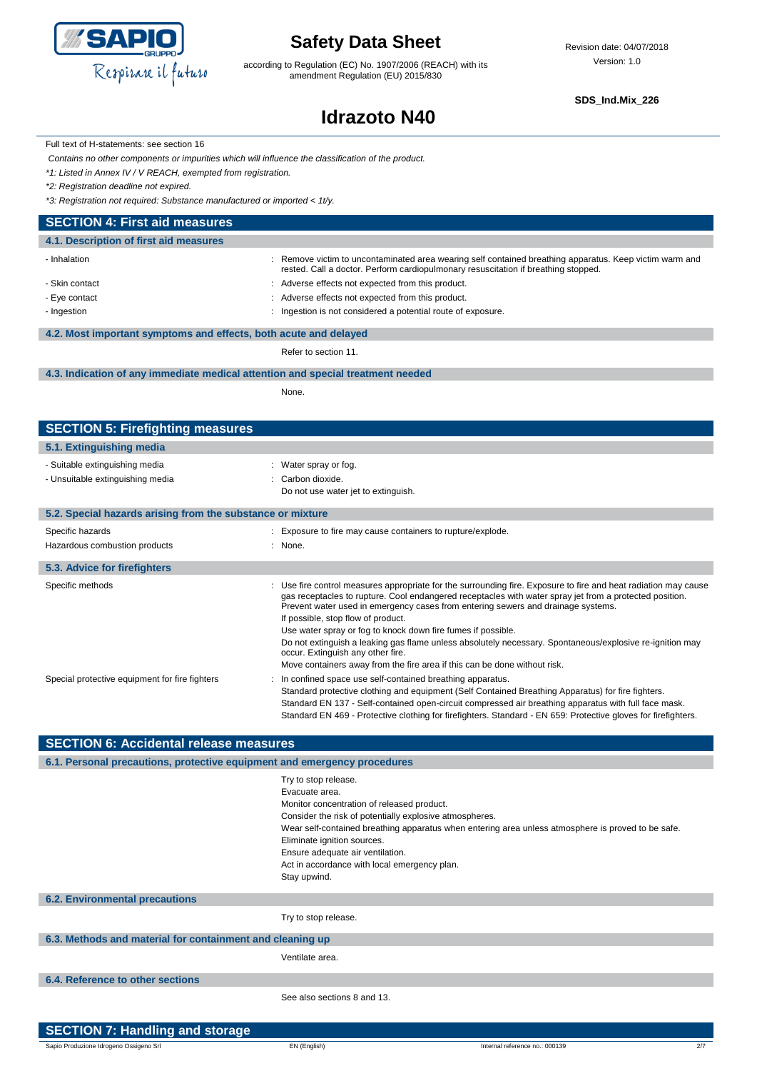Full text of H-statements: see section 16

*Contains no other components or impurities which will influence the classification of the product.*

*\*1: Listed in Annex IV / V REACH, exempted from registration.*

*\*2: Registration deadline not expired.*

*\*3: Registration not required: Substance manufactured or imported < 1t/y.*

## SECTION 4: First aid measures

### 4.1. Description of first aid measures

- Inhalation : Remove victim to uncontaminated area wearing self contained breathing apparatus. Keep victim warm and rested. Call a doctor. Perform cardiopulmonary resuscitation if breathing stopped.
- Skin contact : Adverse effects not expected from this product.
- Eye contact : Adverse effects not expected from this product.
- Ingestion : Ingestion is not considered a potential route of exposure.

### 4.2. Most important symptoms and effects, both acute and delayed

Refer to section 11.

### 4.3. Indication of any immediate medical attention and special treatment needed

None.

## SECTION 5: Firefighting measures

### 5.1. Extinguishing media

- Suitable extinguishing media : Water spray or fog.
- Unsuitable extinguishing media : Carbon dioxide.
  Do not use water jet to extinguish.

### 5.2. Special hazards arising from the substance or mixture

Specific hazards : Exposure to fire may cause containers to rupture/explode.

Hazardous combustion products : None.

### 5.3. Advice for firefighters

Specific methods : Use fire control measures appropriate for the surrounding fire. Exposure to fire and heat radiation may cause gas receptacles to rupture. Cool endangered receptacles with water spray jet from a protected position. Prevent water used in emergency cases from entering sewers and drainage systems.
If possible, stop flow of product.
Use water spray or fog to knock down fire fumes if possible.
Do not extinguish a leaking gas flame unless absolutely necessary. Spontaneous/explosive re-ignition may occur. Extinguish any other fire.
Move containers away from the fire area if this can be done without risk.

Special protective equipment for fire fighters : In confined space use self-contained breathing apparatus.
Standard protective clothing and equipment (Self Contained Breathing Apparatus) for fire fighters.
Standard EN 137 - Self-contained open-circuit compressed air breathing apparatus with full face mask.
Standard EN 469 - Protective clothing for firefighters. Standard - EN 659: Protective gloves for firefighters.

## SECTION 6: Accidental release measures

### 6.1. Personal precautions, protective equipment and emergency procedures

Try to stop release.
Evacuate area.
Monitor concentration of released product.
Consider the risk of potentially explosive atmospheres.
Wear self-contained breathing apparatus when entering area unless atmosphere is proved to be safe.
Eliminate ignition sources.
Ensure adequate air ventilation.
Act in accordance with local emergency plan.
Stay upwind.

### 6.2. Environmental precautions

Try to stop release.

### 6.3. Methods and material for containment and cleaning up

Ventilate area.

### 6.4. Reference to other sections

See also sections 8 and 13.

## SECTION 7: Handling and storage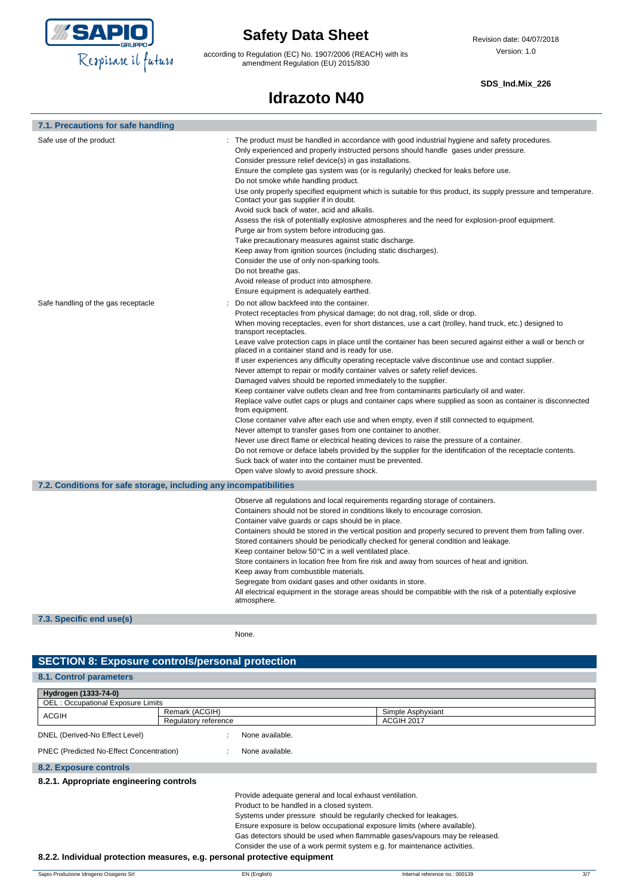### 7.1. Precautions for safe handling

Safe use of the product : The product must be handled in accordance with good industrial hygiene and safety procedures.
Only experienced and properly instructed persons should handle gases under pressure.
Consider pressure relief device(s) in gas installations.
Ensure the complete gas system was (or is regularily) checked for leaks before use.
Do not smoke while handling product.
Use only properly specified equipment which is suitable for this product, its supply pressure and temperature. Contact your gas supplier if in doubt.
Avoid suck back of water, acid and alkalis.
Assess the risk of potentially explosive atmospheres and the need for explosion-proof equipment.
Purge air from system before introducing gas.
Take precautionary measures against static discharge.
Keep away from ignition sources (including static discharges).
Consider the use of only non-sparking tools.
Do not breathe gas.
Avoid release of product into atmosphere.
Ensure equipment is adequately earthed.

Safe handling of the gas receptacle : Do not allow backfeed into the container.
Protect receptacles from physical damage; do not drag, roll, slide or drop.
When moving receptacles, even for short distances, use a cart (trolley, hand truck, etc.) designed to transport receptacles.
Leave valve protection caps in place until the container has been secured against either a wall or bench or placed in a container stand and is ready for use.
If user experiences any difficulty operating receptacle valve discontinue use and contact supplier.
Never attempt to repair or modify container valves or safety relief devices.
Damaged valves should be reported immediately to the supplier.
Keep container valve outlets clean and free from contaminants particularly oil and water.
Replace valve outlet caps or plugs and container caps where supplied as soon as container is disconnected from equipment.
Close container valve after each use and when empty, even if still connected to equipment.
Never attempt to transfer gases from one container to another.
Never use direct flame or electrical heating devices to raise the pressure of a container.
Do not remove or deface labels provided by the supplier for the identification of the receptacle contents.
Suck back of water into the container must be prevented.
Open valve slowly to avoid pressure shock.

### 7.2. Conditions for safe storage, including any incompatibilities

Observe all regulations and local requirements regarding storage of containers.
Containers should not be stored in conditions likely to encourage corrosion.
Container valve guards or caps should be in place.
Containers should be stored in the vertical position and properly secured to prevent them from falling over.
Stored containers should be periodically checked for general condition and leakage.
Keep container below 50°C in a well ventilated place.
Store containers in location free from fire risk and away from sources of heat and ignition.
Keep away from combustible materials.
Segregate from oxidant gases and other oxidants in store.
All electrical equipment in the storage areas should be compatible with the risk of a potentially explosive atmosphere.

### 7.3. Specific end use(s)

None.

## SECTION 8: Exposure controls/personal protection

### 8.1. Control parameters

| Hydrogen (1333-74-0) | | |
|---|---|---|
| OEL : Occupational Exposure Limits | | |
| ACGIH | Remark (ACGIH) | Simple Asphyxiant |
| | Regulatory reference | ACGIH 2017 |

DNEL (Derived-No Effect Level) : None available.

PNEC (Predicted No-Effect Concentration) : None available.

### 8.2. Exposure controls

#### 8.2.1. Appropriate engineering controls

Provide adequate general and local exhaust ventilation.
Product to be handled in a closed system.
Systems under pressure should be regularily checked for leakages.
Ensure exposure is below occupational exposure limits (where available).
Gas detectors should be used when flammable gases/vapours may be released.
Consider the use of a work permit system e.g. for maintenance activities.

#### 8.2.2. Individual protection measures, e.g. personal protective equipment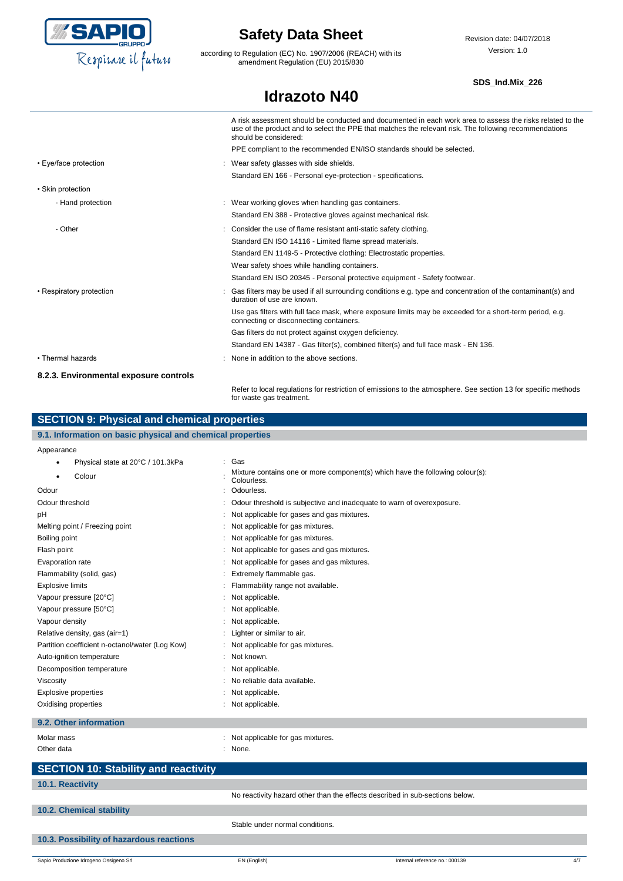A risk assessment should be conducted and documented in each work area to assess the risks related to the use of the product and to select the PPE that matches the relevant risk. The following recommendations should be considered:

PPE compliant to the recommended EN/ISO standards should be selected.

| | |
|---|---|
| • Eye/face protection | : Wear safety glasses with side shields. |
| | Standard EN 166 - Personal eye-protection - specifications. |
| • Skin protection | |
| - Hand protection | : Wear working gloves when handling gas containers. |
| | Standard EN 388 - Protective gloves against mechanical risk. |
| - Other | : Consider the use of flame resistant anti-static safety clothing. |
| | Standard EN ISO 14116 - Limited flame spread materials. |
| | Standard EN 1149-5 - Protective clothing: Electrostatic properties. |
| | Wear safety shoes while handling containers. |
| | Standard EN ISO 20345 - Personal protective equipment - Safety footwear. |
| • Respiratory protection | : Gas filters may be used if all surrounding conditions e.g. type and concentration of the contaminant(s) and duration of use are known. |
| | Use gas filters with full face mask, where exposure limits may be exceeded for a short-term period, e.g. connecting or disconnecting containers. |
| | Gas filters do not protect against oxygen deficiency. |
| | Standard EN 14387 - Gas filter(s), combined filter(s) and full face mask - EN 136. |
| • Thermal hazards | : None in addition to the above sections. |

#### 8.2.3. Environmental exposure controls

Refer to local regulations for restriction of emissions to the atmosphere. See section 13 for specific methods for waste gas treatment.

## SECTION 9: Physical and chemical properties

### 9.1. Information on basic physical and chemical properties

| | |
|---|---|
| Appearance | |
| • Physical state at 20°C / 101.3kPa | : Gas |
| • Colour | : Mixture contains one or more component(s) which have the following colour(s): Colourless. |
| Odour | : Odourless. |
| Odour threshold | : Odour threshold is subjective and inadequate to warn of overexposure. |
| pH | : Not applicable for gases and gas mixtures. |
| Melting point / Freezing point | : Not applicable for gas mixtures. |
| Boiling point | : Not applicable for gas mixtures. |
| Flash point | : Not applicable for gases and gas mixtures. |
| Evaporation rate | : Not applicable for gases and gas mixtures. |
| Flammability (solid, gas) | : Extremely flammable gas. |
| Explosive limits | : Flammability range not available. |
| Vapour pressure [20°C] | : Not applicable. |
| Vapour pressure [50°C] | : Not applicable. |
| Vapour density | : Not applicable. |
| Relative density, gas (air=1) | : Lighter or similar to air. |
| Partition coefficient n-octanol/water (Log Kow) | : Not applicable for gas mixtures. |
| Auto-ignition temperature | : Not known. |
| Decomposition temperature | : Not applicable. |
| Viscosity | : No reliable data available. |
| Explosive properties | : Not applicable. |
| Oxidising properties | : Not applicable. |

### 9.2. Other information

| | |
|---|---|
| Molar mass | : Not applicable for gas mixtures. |
| Other data | : None. |

## SECTION 10: Stability and reactivity

### 10.1. Reactivity

No reactivity hazard other than the effects described in sub-sections below.

### 10.2. Chemical stability

Stable under normal conditions.

### 10.3. Possibility of hazardous reactions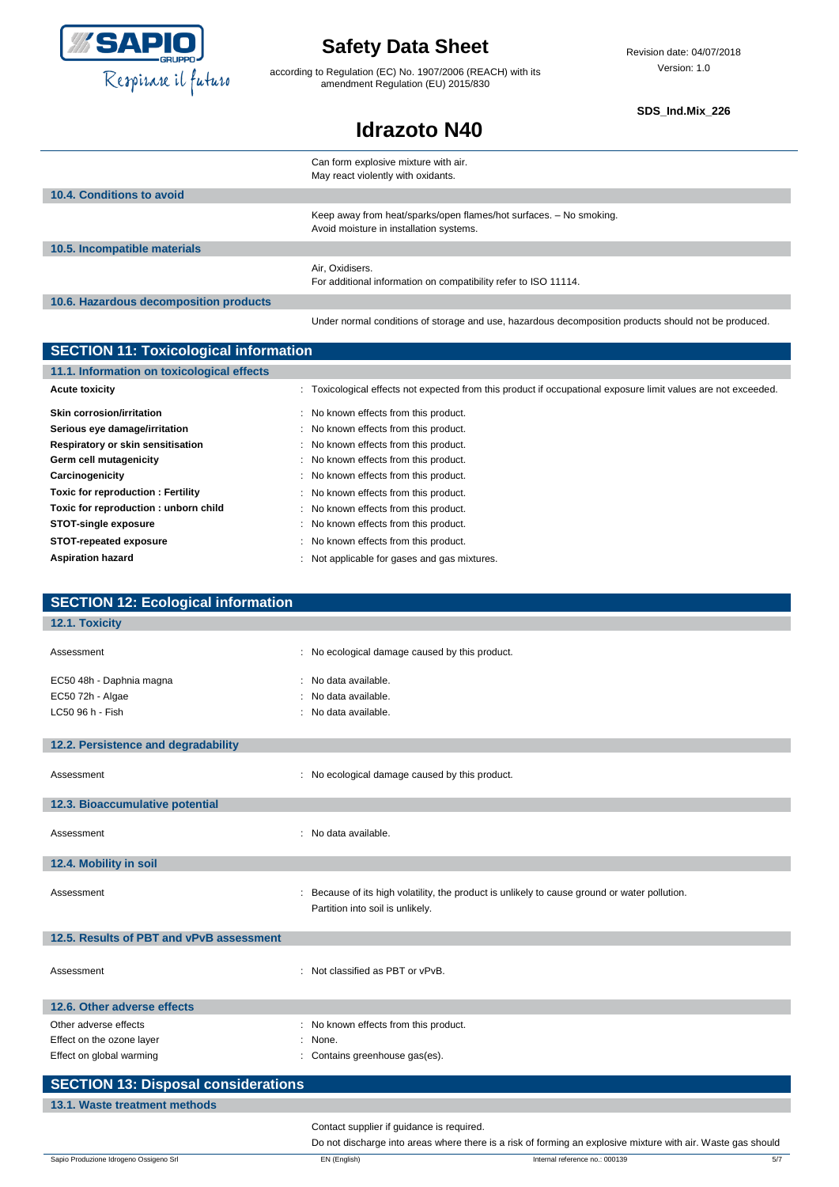Can form explosive mixture with air.
May react violently with oxidants.

### 10.4. Conditions to avoid

Keep away from heat/sparks/open flames/hot surfaces. – No smoking.
Avoid moisture in installation systems.

### 10.5. Incompatible materials

Air, Oxidisers.
For additional information on compatibility refer to ISO 11114.

### 10.6. Hazardous decomposition products

Under normal conditions of storage and use, hazardous decomposition products should not be produced.

## SECTION 11: Toxicological information

### 11.1. Information on toxicological effects

| | |
|---|---|
| **Acute toxicity** | : Toxicological effects not expected from this product if occupational exposure limit values are not exceeded. |
| **Skin corrosion/irritation** | : No known effects from this product. |
| **Serious eye damage/irritation** | : No known effects from this product. |
| **Respiratory or skin sensitisation** | : No known effects from this product. |
| **Germ cell mutagenicity** | : No known effects from this product. |
| **Carcinogenicity** | : No known effects from this product. |
| **Toxic for reproduction : Fertility** | : No known effects from this product. |
| **Toxic for reproduction : unborn child** | : No known effects from this product. |
| **STOT-single exposure** | : No known effects from this product. |
| **STOT-repeated exposure** | : No known effects from this product. |
| **Aspiration hazard** | : Not applicable for gases and gas mixtures. |

## SECTION 12: Ecological information

### 12.1. Toxicity

| | |
|---|---|
| Assessment | : No ecological damage caused by this product. |
| EC50 48h - Daphnia magna | : No data available. |
| EC50 72h - Algae | : No data available. |
| LC50 96 h - Fish | : No data available. |

### 12.2. Persistence and degradability

| | |
|---|---|
| Assessment | : No ecological damage caused by this product. |

### 12.3. Bioaccumulative potential

| | |
|---|---|
| Assessment | : No data available. |

### 12.4. Mobility in soil

| | |
|---|---|
| Assessment | : Because of its high volatility, the product is unlikely to cause ground or water pollution. Partition into soil is unlikely. |

### 12.5. Results of PBT and vPvB assessment

| | |
|---|---|
| Assessment | : Not classified as PBT or vPvB. |

### 12.6. Other adverse effects

| | |
|---|---|
| Other adverse effects | : No known effects from this product. |
| Effect on the ozone layer | : None. |
| Effect on global warming | : Contains greenhouse gas(es). |

## SECTION 13: Disposal considerations

### 13.1. Waste treatment methods

Contact supplier if guidance is required.
Do not discharge into areas where there is a risk of forming an explosive mixture with air. Waste gas should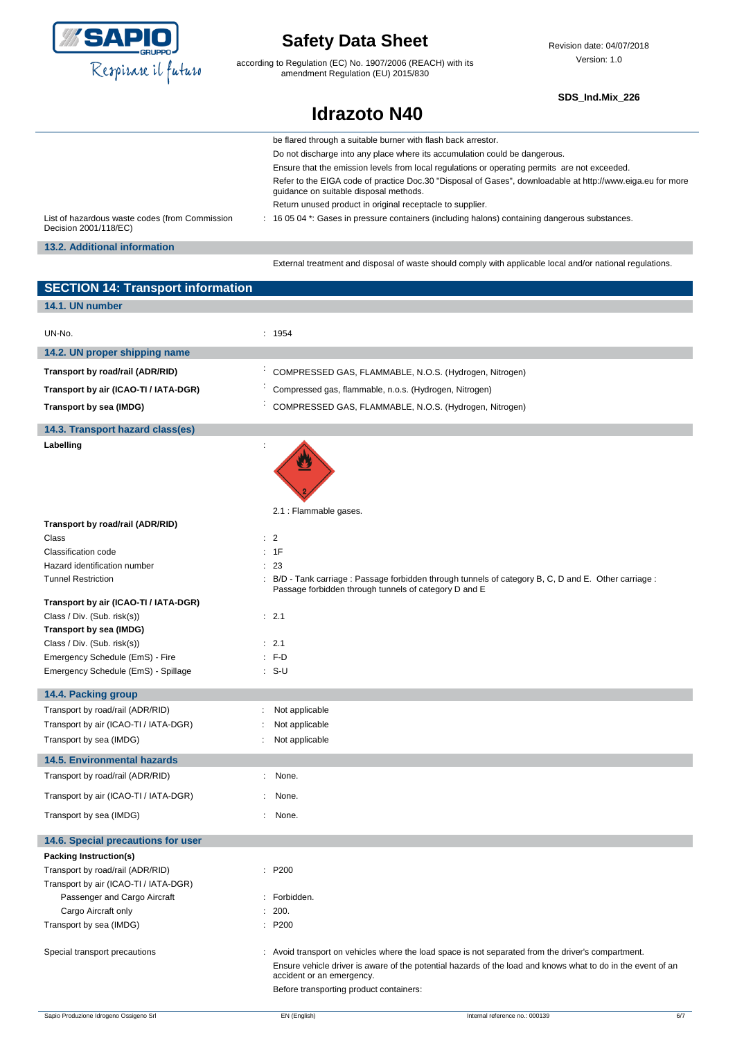| | |
|---|---|
| | be flared through a suitable burner with flash back arrestor. |
| | Do not discharge into any place where its accumulation could be dangerous. |
| | Ensure that the emission levels from local regulations or operating permits are not exceeded. |
| | Refer to the EIGA code of practice Doc.30 "Disposal of Gases", downloadable at http://www.eiga.eu for more guidance on suitable disposal methods. |
| | Return unused product in original receptacle to supplier. |
| List of hazardous waste codes (from Commission Decision 2001/118/EC) | : 16 05 04 *: Gases in pressure containers (including halons) containing dangerous substances. |

### 13.2. Additional information

External treatment and disposal of waste should comply with applicable local and/or national regulations.

## SECTION 14: Transport information

### 14.1. UN number

| | |
|---|---|
| UN-No. | : 1954 |

### 14.2. UN proper shipping name

| | |
|---|---|
| **Transport by road/rail (ADR/RID)** | : COMPRESSED GAS, FLAMMABLE, N.O.S. (Hydrogen, Nitrogen) |
| **Transport by air (ICAO-TI / IATA-DGR)** | : Compressed gas, flammable, n.o.s. (Hydrogen, Nitrogen) |
| **Transport by sea (IMDG)** | : COMPRESSED GAS, FLAMMABLE, N.O.S. (Hydrogen, Nitrogen) |

### 14.3. Transport hazard class(es)

**Labelling** :

2.1 : Flammable gases.

| | |
|---|---|
| **Transport by road/rail (ADR/RID)** | |
| Class | : 2 |
| Classification code | : 1F |
| Hazard identification number | : 23 |
| Tunnel Restriction | : B/D - Tank carriage : Passage forbidden through tunnels of category B, C, D and E. Other carriage : Passage forbidden through tunnels of category D and E |
| **Transport by air (ICAO-TI / IATA-DGR)** | |
| Class / Div. (Sub. risk(s)) | : 2.1 |
| **Transport by sea (IMDG)** | |
| Class / Div. (Sub. risk(s)) | : 2.1 |
| Emergency Schedule (EmS) - Fire | : F-D |
| Emergency Schedule (EmS) - Spillage | : S-U |

### 14.4. Packing group

| | |
|---|---|
| Transport by road/rail (ADR/RID) | : Not applicable |
| Transport by air (ICAO-TI / IATA-DGR) | : Not applicable |
| Transport by sea (IMDG) | : Not applicable |

### 14.5. Environmental hazards

| | |
|---|---|
| Transport by road/rail (ADR/RID) | : None. |
| Transport by air (ICAO-TI / IATA-DGR) | : None. |
| Transport by sea (IMDG) | : None. |

### 14.6. Special precautions for user

| | |
|---|---|
| **Packing Instruction(s)** | |
| Transport by road/rail (ADR/RID) | : P200 |
| Transport by air (ICAO-TI / IATA-DGR) | |
| Passenger and Cargo Aircraft | : Forbidden. |
| Cargo Aircraft only | : 200. |
| Transport by sea (IMDG) | : P200 |

| | |
|---|---|
| Special transport precautions | : Avoid transport on vehicles where the load space is not separated from the driver's compartment. |
| | Ensure vehicle driver is aware of the potential hazards of the load and knows what to do in the event of an accident or an emergency. |
| | Before transporting product containers: |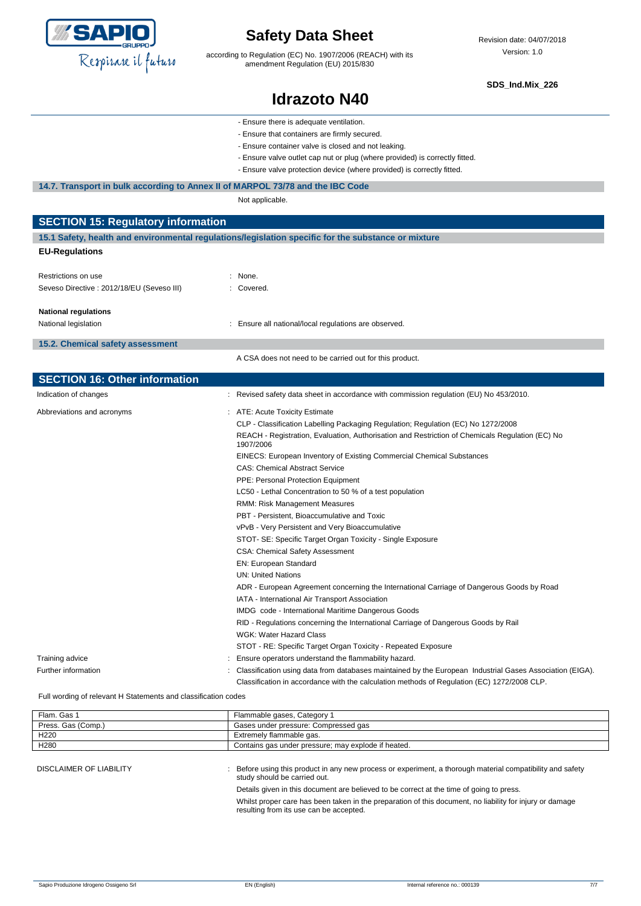- Ensure there is adequate ventilation.
- Ensure that containers are firmly secured.
- Ensure container valve is closed and not leaking.
- Ensure valve outlet cap nut or plug (where provided) is correctly fitted.
- Ensure valve protection device (where provided) is correctly fitted.

### 14.7. Transport in bulk according to Annex II of MARPOL 73/78 and the IBC Code

Not applicable.

## SECTION 15: Regulatory information

### 15.1 Safety, health and environmental regulations/legislation specific for the substance or mixture

**EU-Regulations**

Restrictions on use : None.

Seveso Directive : 2012/18/EU (Seveso III) : Covered.

**National regulations**

National legislation : Ensure all national/local regulations are observed.

### 15.2. Chemical safety assessment

A CSA does not need to be carried out for this product.

## SECTION 16: Other information

Indication of changes : Revised safety data sheet in accordance with commission regulation (EU) No 453/2010.

Abbreviations and acronyms :
- ATE: Acute Toxicity Estimate
- CLP - Classification Labelling Packaging Regulation; Regulation (EC) No 1272/2008
- REACH - Registration, Evaluation, Authorisation and Restriction of Chemicals Regulation (EC) No 1907/2006
- EINECS: European Inventory of Existing Commercial Chemical Substances
- CAS: Chemical Abstract Service
- PPE: Personal Protection Equipment
- LC50 - Lethal Concentration to 50 % of a test population
- RMM: Risk Management Measures
- PBT - Persistent, Bioaccumulative and Toxic
- vPvB - Very Persistent and Very Bioaccumulative
- STOT- SE: Specific Target Organ Toxicity - Single Exposure
- CSA: Chemical Safety Assessment
- EN: European Standard
- UN: United Nations
- ADR - European Agreement concerning the International Carriage of Dangerous Goods by Road
- IATA - International Air Transport Association
- IMDG code - International Maritime Dangerous Goods
- RID - Regulations concerning the International Carriage of Dangerous Goods by Rail
- WGK: Water Hazard Class
- STOT - RE: Specific Target Organ Toxicity - Repeated Exposure

Training advice : Ensure operators understand the flammability hazard.

Further information : Classification using data from databases maintained by the European Industrial Gases Association (EIGA). Classification in accordance with the calculation methods of Regulation (EC) 1272/2008 CLP.

Full wording of relevant H Statements and classification codes

| | |
|---|---|
| Flam. Gas 1 | Flammable gases, Category 1 |
| Press. Gas (Comp.) | Gases under pressure: Compressed gas |
| H220 | Extremely flammable gas. |
| H280 | Contains gas under pressure; may explode if heated. |

DISCLAIMER OF LIABILITY : Before using this product in any new process or experiment, a thorough material compatibility and safety study should be carried out.

Details given in this document are believed to be correct at the time of going to press.

Whilst proper care has been taken in the preparation of this document, no liability for injury or damage resulting from its use can be accepted.